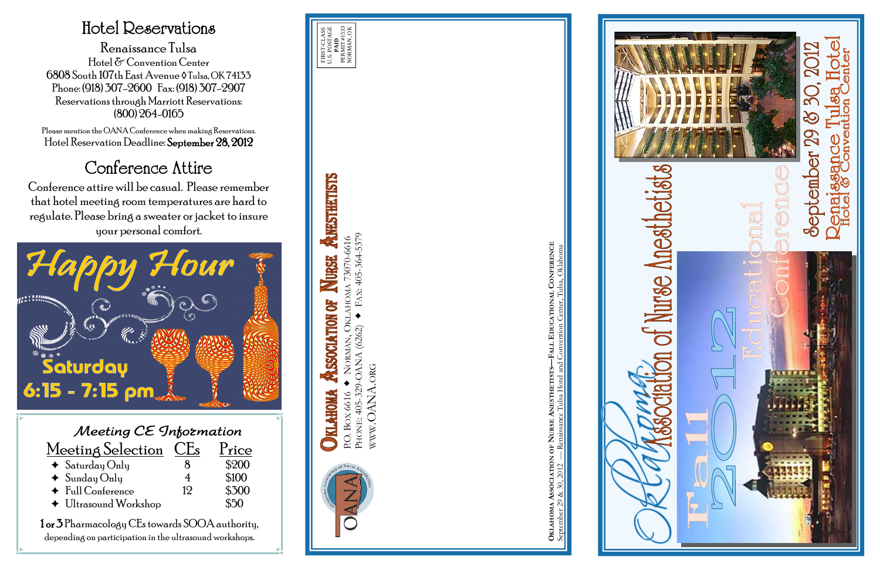# Hotel Reservations

Renaissance Tulsa
Hotel & Convention Center
6808 South 107th East Avenue ◊ Tulsa, OK 74133
Phone: (918) 307-2600 Fax: (918) 307-2907
Reservations through Marriott Reservations:
(800) 264-0165

Please mention the OANA Conference when making Reservations.
Hotel Reservation Deadline: **September 28, 2012**

# Conference Attire

Conference attire will be casual. Please remember that hotel meeting room temperatures are hard to regulate. Please bring a sweater or jacket to insure your personal comfort.

## Happy Hour

**Saturday**
**6:15 - 7:15 pm**

## Meeting CE Information

| Meeting Selection | CEs | Price |
|---|---|---|
| ✦ Saturday Only | 8 | $200 |
| ✦ Sunday Only | 4 | $100 |
| ✦ Full Conference | 12 | $300 |
| ✦ Ultrasound Workshop | | $50 |

**1 or 3** Pharmacology CEs towards SOOA authority, depending on participation in the ultrasound workshops.

---

FIRST-CLASS
U.S. POSTAGE
**PAID**
PERMIT #1533
NORMAN, OK

**OKLAHOMA ASSOCIATION OF NURSE ANESTHETISTS**
P.O. BOX 6616 ✦ NORMAN, OKLAHOMA 73070-6616
PHONE: 405-329-OANA (6262) ✦ FAX: 405-364-5379
WWW.OANA.ORG

**OKLAHOMA ASSOCIATION OF NURSE ANESTHETISTS—FALL EDUCATIONAL CONFERENCE**
September 29 & 30, 2012 — Renaissance Tulsa Hotel and Convention Center, Tulsa, Oklahoma

---

# Oklahoma Association of Nurse Anesthetists

## Fall 2012 Educational Conference

September 29 & 30, 2012
Renaissance Tulsa Hotel
Hotel & Convention Center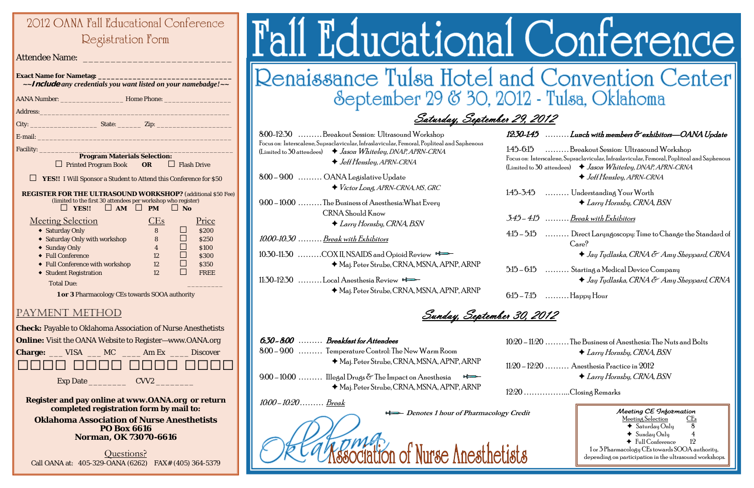# 2012 OANA Fall Educational Conference Registration Form

Attendee Name: ____________________________

**Exact Name for Nametag:** ____________________________

*~~**Include** any credentials you want listed on your namebadge!~~*

AANA Number: _______________ Home Phone: _______________

Address: ____________________________________________

City: _______________ State: ______ Zip: _______________

E-mail: ____________________________________________

Facility: ____________________________________________

**Program Materials Selection:**

☐ Printed Program Book **OR** ☐ Flash Drive

☐ **YES!!** I Will Sponsor a Student to Attend this Conference for $50

**REGISTER FOR THE ULTRASOUND WORKSHOP?** (additional $50 Fee)
(limited to the first 30 attendees per workshop who register)

☐ **YES!!** ☐ **AM** ☐ **PM** ☐ **No**

| Meeting Selection | CEs | | Price |
|---|---|---|---|
| Saturday Only | 8 | ☐ | $200 |
| Saturday Only with workshop | 8 | ☐ | $250 |
| Sunday Only | 4 | ☐ | $100 |
| Full Conference | 12 | ☐ | $300 |
| Full Conference with workshop | 12 | ☐ | $350 |
| Student Registration | 12 | ☐ | FREE |
| Total Due: | | | ________ |

**1 or 3** Pharmacology CEs towards SOOA authority

## PAYMENT METHOD

**Check:** Payable to Oklahoma Association of Nurse Anesthetists

**Online:** Visit the OANA Website to Register—www.OANA.org

**Charge:** ___ VISA ___ MC ____ Am Ex ____ Discover

☐☐☐☐ ☐☐☐☐ ☐☐☐☐ ☐☐☐☐

Exp Date ________ CVV2 ________

**Register and pay online at www.OANA.org or return completed registration form by mail to:**

**Oklahoma Association of Nurse Anesthetists**
**PO Box 6616**
**Norman, OK 73070-6616**

Questions?

Call OANA at: 405-329-OANA (6262) FAX# (405) 364-5379

# Fall Educational Conference

## Renaissance Tulsa Hotel and Convention Center
## September 29 & 30, 2012 - Tulsa, Oklahoma

### *Saturday, September 29, 2012*

8:00-12:30 ......... Breakout Session: Ultrasound Workshop
Focus on: Interscalene, Supraclavicular, Infraclavicular, Femoral, Popliteal and Saphenous
(Limited to 30 attendees) ✦ *Jason Whiteley, DNAP, APRN-CRNA*
✦ *Jeff Hensley, APRN-CRNA*

8:00 – 9:00 ......... OANA Legislative Update
✦ *Victor Long, APRN-CRNA, MS, GRC*

9:00 – 10:00 ......... The Business of Anesthesia: What Every CRNA Should Know
✦ *Larry Hornsby, CRNA, BSN*

*10:00-10:30* ......... *Break with Exhibitors*

10:30-11:30 ......... COX II, NSAIDS and Opioid Review (Pharmacology Credit)
✦ Maj. Peter Strube, CRNA, MSNA, APNP, ARNP

11:30-12:30 ......... Local Anesthesia Review (Pharmacology Credit)
✦ Maj. Peter Strube, CRNA, MSNA, APNP, ARNP

***12:30-1:45*** ......... ***Lunch with members & exhibitors—OANA Update***

1:45-6:15 ......... Breakout Session: Ultrasound Workshop
Focus on: Interscalene, Supraclavicular, Infraclavicular, Femoral, Popliteal and Saphenous
(Limited to 30 attendees) ✦ *Jason Whiteley, DNAP, APRN-CRNA*
✦ *Jeff Hensley, APRN-CRNA*

1:45-3:45 ......... Understanding Your Worth
✦ *Larry Hornsby, CRNA, BSN*

*3:45 – 4:15* ......... *Break with Exhibitors*

4:15 – 5:15 ......... Direct Laryngoscopy: Time to Change the Standard of Care?
✦ *Jay Tydlaska, CRNA & Amy Sheppard, CRNA*

5:15 – 6:15 ......... Starting a Medical Device Company
✦ *Jay Tydlaska, CRNA & Amy Sheppard, CRNA*

6:15 – 7:15 ......... Happy Hour

### *Sunday, September 30, 2012*

***6:30 - 8:00*** ......... ***Breakfast for Attendees***

8:00 – 9:00 ......... Temperature Control: The New Warm Room
✦ Maj. Peter Strube, CRNA, MSNA, APNP, ARNP

9:00 – 10:00 ......... Illegal Drugs & The Impact on Anesthesia (Pharmacology Credit)
✦ Maj. Peter Strube, CRNA, MSNA, APNP, ARNP

*10:00 – 10:20* ......... *Break*

10:20 – 11:20 ......... The Business of Anesthesia: The Nuts and Bolts
✦ *Larry Hornsby, CRNA, BSN*

11:20 – 12:20 ......... Anesthesia Practice in 2012
✦ *Larry Hornsby, CRNA, BSN*

12:20 ......................Closing Remarks

***Denotes 1 hour of Pharmacology Credit***

Oklahoma Association of Nurse Anesthetists

*Meeting CE Information*

| Meeting Selection | CEs |
|---|---|
| ✦ Saturday Only | 8 |
| ✦ Sunday Only | 4 |
| ✦ Full Conference | 12 |

1 or 3 Pharmacology CEs towards SOOA authority, depending on participation in the ultrasound workshops.